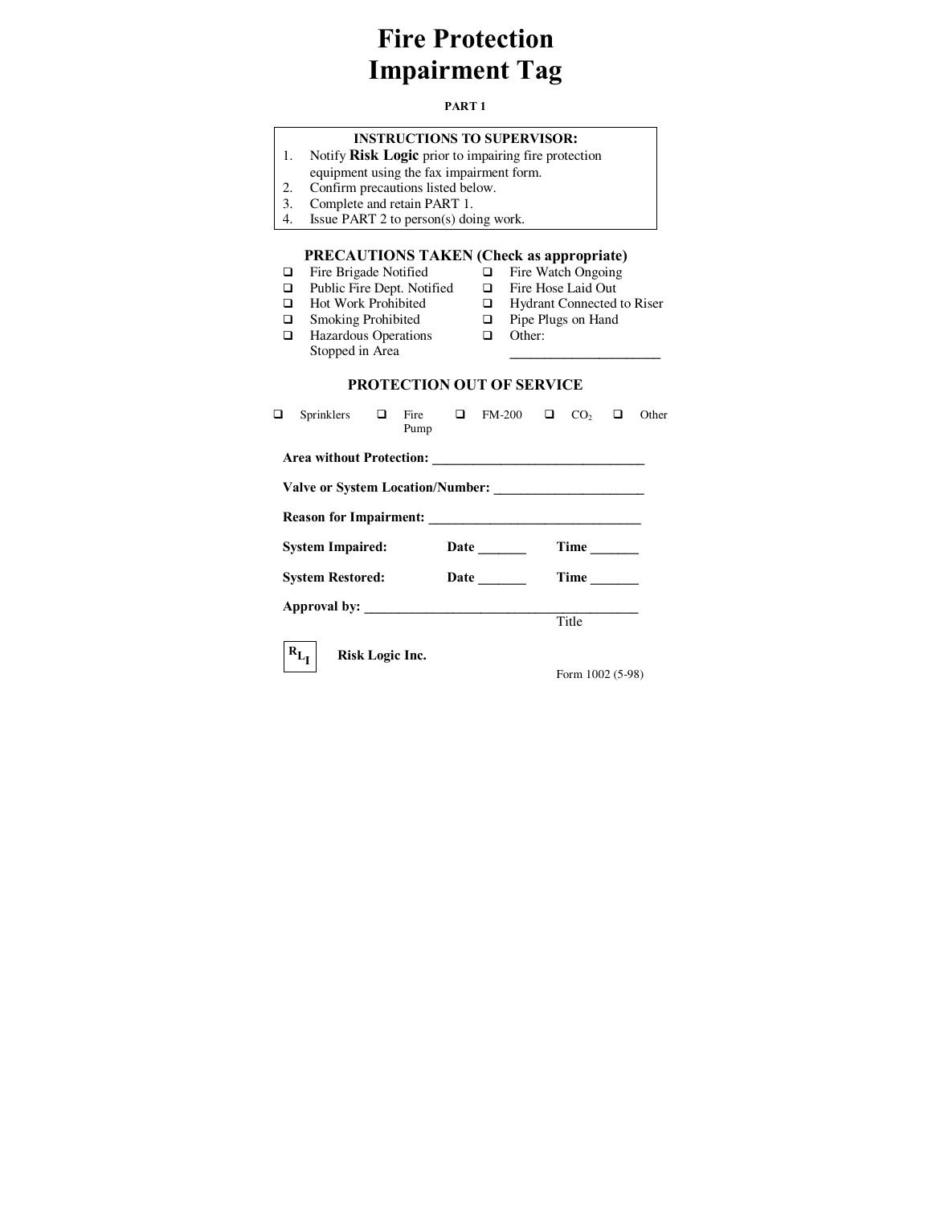# Fire Protection Impairment Tag

**PART 1**

**INSTRUCTIONS TO SUPERVISOR:**

1. Notify **Risk Logic** prior to impairing fire protection equipment using the fax impairment form.
2. Confirm precautions listed below.
3. Complete and retain PART 1.
4. Issue PART 2 to person(s) doing work.

## PRECAUTIONS TAKEN (Check as appropriate)

- ❑ Fire Brigade Notified
- ❑ Public Fire Dept. Notified
- ❑ Hot Work Prohibited
- ❑ Smoking Prohibited
- ❑ Hazardous Operations Stopped in Area
- ❑ Fire Watch Ongoing
- ❑ Fire Hose Laid Out
- ❑ Hydrant Connected to Riser
- ❑ Pipe Plugs on Hand
- ❑ Other: ____________________

## PROTECTION OUT OF SERVICE

❑ Sprinklers ❑ Fire Pump ❑ FM-200 ❑ $CO_2$ ❑ Other

**Area without Protection:** ______________________________

**Valve or System Location/Number:** ____________________

**Reason for Impairment:** ______________________________

**System Impaired:** **Date** ______ **Time** ______

**System Restored:** **Date** ______ **Time** ______

**Approval by:** ______________________________________
Title

**Risk Logic Inc.**

Form 1002 (5-98)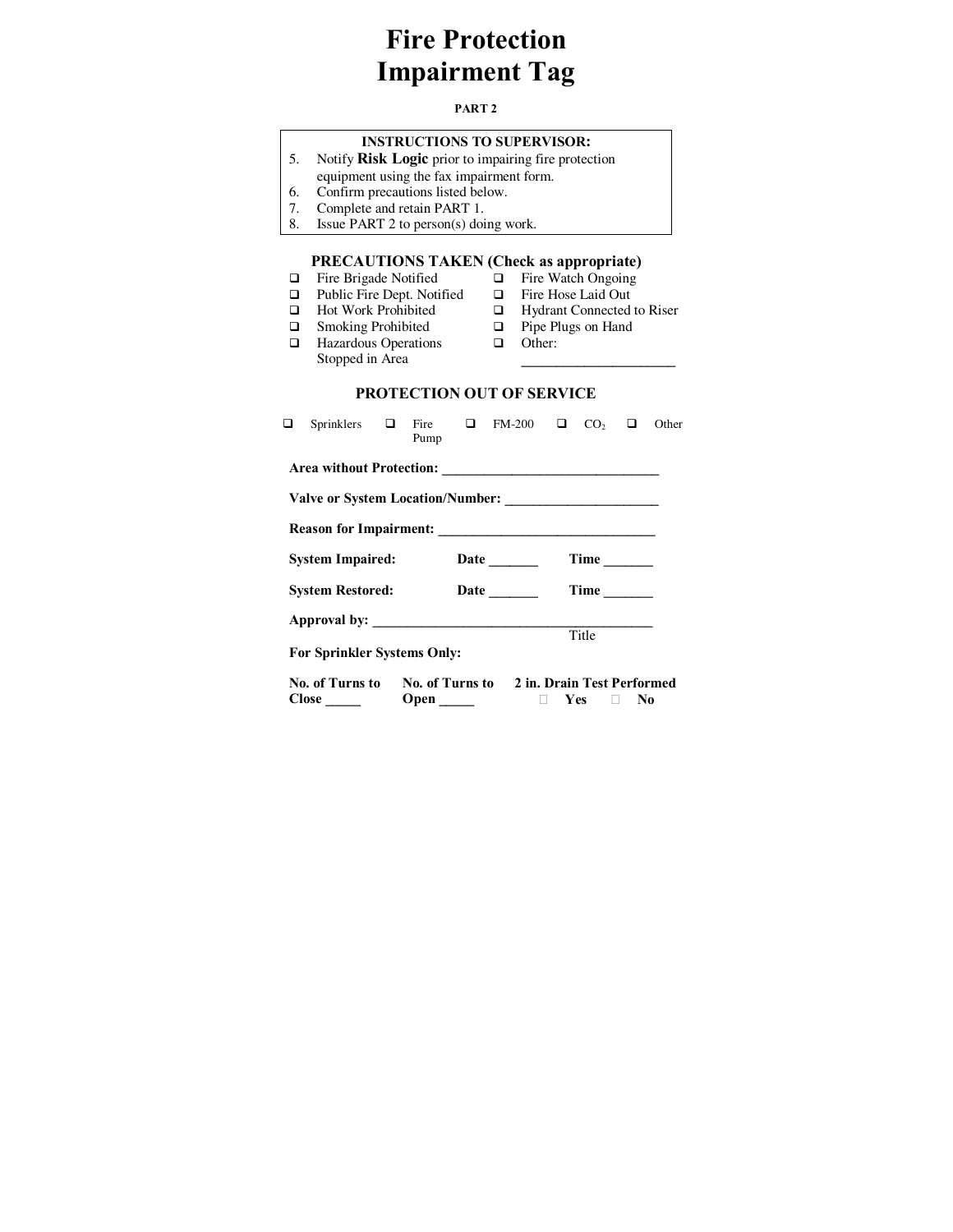# Fire Protection Impairment Tag

**PART 2**

**INSTRUCTIONS TO SUPERVISOR:**

5. Notify **Risk Logic** prior to impairing fire protection equipment using the fax impairment form.
6. Confirm precautions listed below.
7. Complete and retain PART 1.
8. Issue PART 2 to person(s) doing work.

## PRECAUTIONS TAKEN (Check as appropriate)

- ❑ Fire Brigade Notified
- ❑ Public Fire Dept. Notified
- ❑ Hot Work Prohibited
- ❑ Smoking Prohibited
- ❑ Hazardous Operations Stopped in Area
- ❑ Fire Watch Ongoing
- ❑ Fire Hose Laid Out
- ❑ Hydrant Connected to Riser
- ❑ Pipe Plugs on Hand
- ❑ Other: ______________________

## PROTECTION OUT OF SERVICE

❑ Sprinklers ❑ Fire Pump ❑ FM-200 ❑ $CO_2$ ❑ Other

**Area without Protection:** ______________________________

**Valve or System Location/Number:** ______________________

**Reason for Impairment:** ______________________________

**System Impaired:** **Date** _______ **Time** _______

**System Restored:** **Date** _______ **Time** _______

**Approval by:** ________________________________________
Title

**For Sprinkler Systems Only:**

**No. of Turns to Close** _____ **No. of Turns to Open** _____ **2 in. Drain Test Performed** ☐ **Yes** ☐ **No**